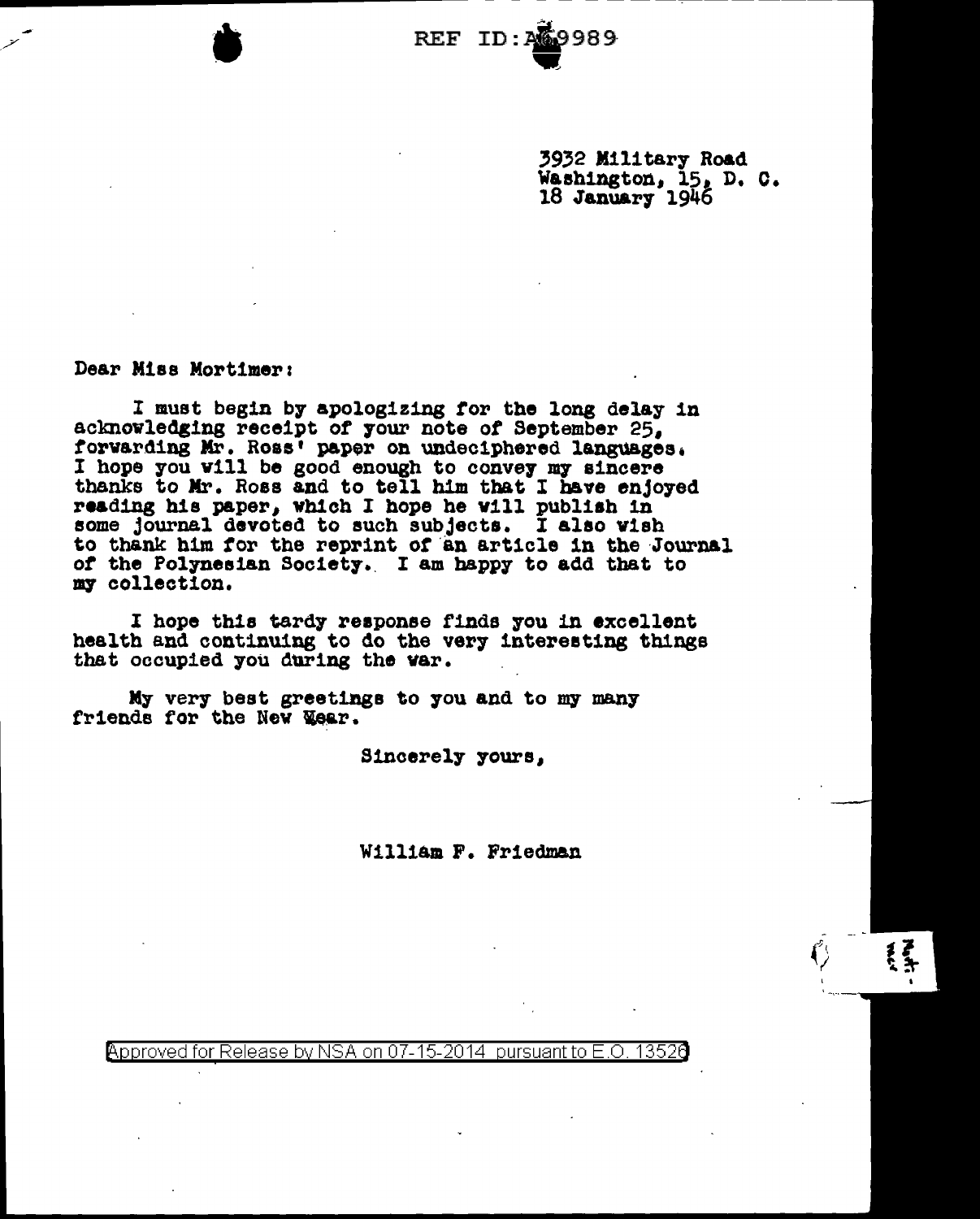REF ID:A69989

3932 Military Road
Washington, 15, D. C.
18 January 1946

Dear Miss Mortimer:

I must begin by apologizing for the long delay in acknowledging receipt of your note of September 25, forwarding Mr. Ross' paper on undeciphered languages. I hope you will be good enough to convey my sincere thanks to Mr. Ross and to tell him that I have enjoyed reading his paper, which I hope he will publish in some journal devoted to such subjects. I also wish to thank him for the reprint of an article in the Journal of the Polynesian Society. I am happy to add that to my collection.

I hope this tardy response finds you in excellent health and continuing to do the very interesting things that occupied you during the war.

My very best greetings to you and to my many friends for the New Year.

Sincerely yours,

William F. Friedman

Approved for Release by NSA on 07-15-2014 pursuant to E.O. 13526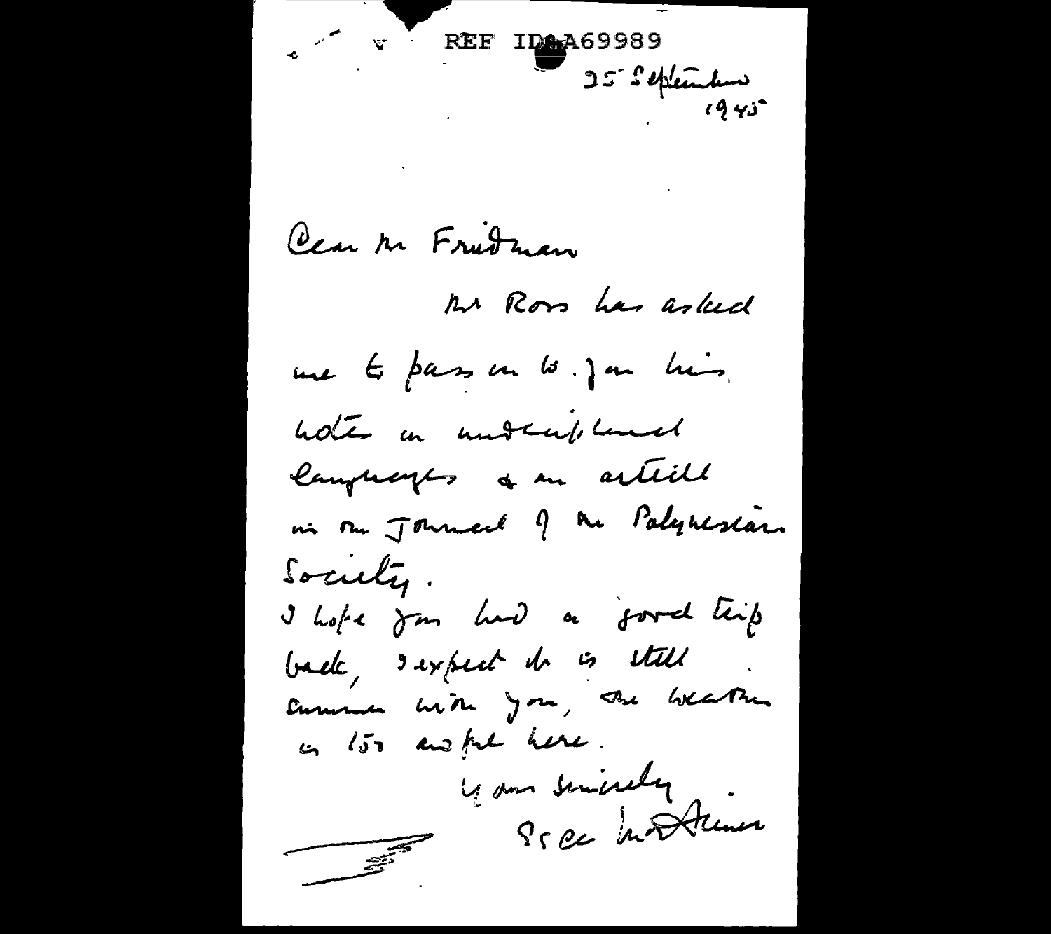REF ID:A69989

25 September
1945

Dear Mr Friedman

Mr Ross has asked me to pass on to you his notes on undeciphered languages & an article in the Journal of the Polynesian Society.

I hope you had a good trip back, I expect it is still summer with you, the weather is too awful here.

Yours sincerely
Oscar McAlister